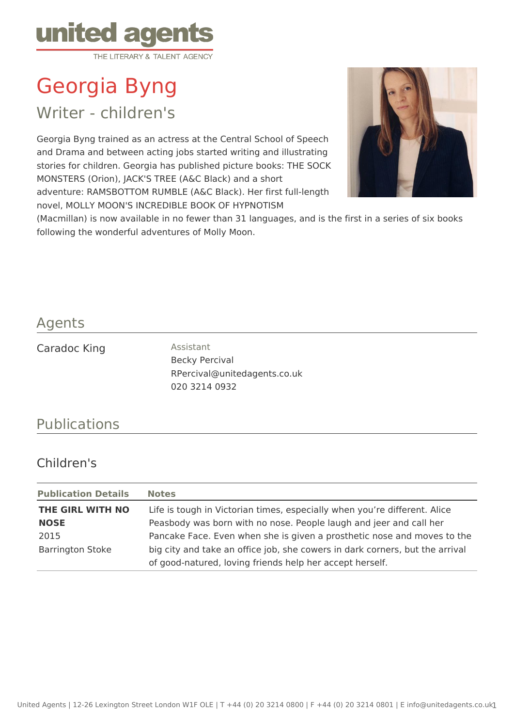united agents
THE LITERARY & TALENT AGENCY

# Georgia Byng

## Writer - children's

Georgia Byng trained as an actress at the Central School of Speech and Drama and between acting jobs started writing and illustrating stories for children. Georgia has published picture books: THE SOCK MONSTERS (Orion), JACK'S TREE (A&C Black) and a short adventure: RAMSBOTTOM RUMBLE (A&C Black). Her first full-length novel, MOLLY MOON'S INCREDIBLE BOOK OF HYPNOTISM (Macmillan) is now available in no fewer than 31 languages, and is the first in a series of six books following the wonderful adventures of Molly Moon.

## Agents

Caradoc King

Assistant
Becky Percival
RPercival@unitedagents.co.uk
020 3214 0932

## Publications

### Children's

| Publication Details | Notes |
| --- | --- |
| **THE GIRL WITH NO NOSE**<br>2015<br>Barrington Stoke | Life is tough in Victorian times, especially when you're different. Alice Peasbody was born with no nose. People laugh and jeer and call her Pancake Face. Even when she is given a prosthetic nose and moves to the big city and take an office job, she cowers in dark corners, but the arrival of good-natured, loving friends help her accept herself. |

United Agents | 12-26 Lexington Street London W1F OLE | T +44 (0) 20 3214 0800 | F +44 (0) 20 3214 0801 | E info@unitedagents.co.uk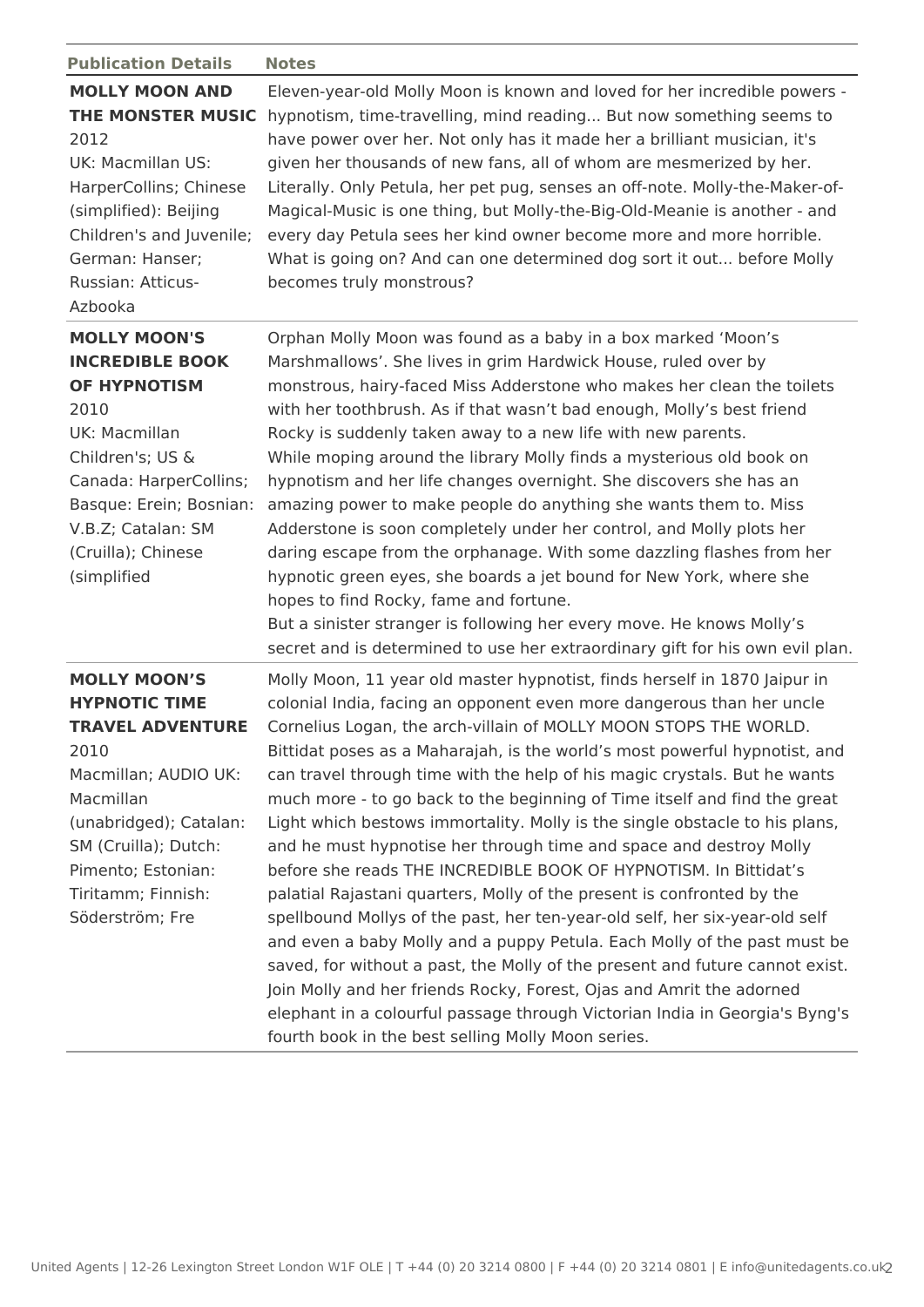| Publication Details | Notes |
| --- | --- |
| **MOLLY MOON AND THE MONSTER MUSIC** 2012 UK: Macmillan US: HarperCollins; Chinese (simplified): Beijing Children's and Juvenile; German: Hanser; Russian: Atticus-Azbooka | Eleven-year-old Molly Moon is known and loved for her incredible powers - hypnotism, time-travelling, mind reading... But now something seems to have power over her. Not only has it made her a brilliant musician, it's given her thousands of new fans, all of whom are mesmerized by her. Literally. Only Petula, her pet pug, senses an off-note. Molly-the-Maker-of-Magical-Music is one thing, but Molly-the-Big-Old-Meanie is another - and every day Petula sees her kind owner become more and more horrible. What is going on? And can one determined dog sort it out... before Molly becomes truly monstrous? |
| **MOLLY MOON'S INCREDIBLE BOOK OF HYPNOTISM** 2010 UK: Macmillan Children's; US & Canada: HarperCollins; Basque: Erein; Bosnian: V.B.Z; Catalan: SM (Cruilla); Chinese (simplified | Orphan Molly Moon was found as a baby in a box marked 'Moon's Marshmallows'. She lives in grim Hardwick House, ruled over by monstrous, hairy-faced Miss Adderstone who makes her clean the toilets with her toothbrush. As if that wasn't bad enough, Molly's best friend Rocky is suddenly taken away to a new life with new parents.<br>While moping around the library Molly finds a mysterious old book on hypnotism and her life changes overnight. She discovers she has an amazing power to make people do anything she wants them to. Miss Adderstone is soon completely under her control, and Molly plots her daring escape from the orphanage. With some dazzling flashes from her hypnotic green eyes, she boards a jet bound for New York, where she hopes to find Rocky, fame and fortune.<br>But a sinister stranger is following her every move. He knows Molly's secret and is determined to use her extraordinary gift for his own evil plan. |
| **MOLLY MOON'S HYPNOTIC TIME TRAVEL ADVENTURE** 2010 Macmillan; AUDIO UK: Macmillan (unabridged); Catalan: SM (Cruilla); Dutch: Pimento; Estonian: Tiritamm; Finnish: Söderström; Fre | Molly Moon, 11 year old master hypnotist, finds herself in 1870 Jaipur in colonial India, facing an opponent even more dangerous than her uncle Cornelius Logan, the arch-villain of MOLLY MOON STOPS THE WORLD. Bittidat poses as a Maharajah, is the world's most powerful hypnotist, and can travel through time with the help of his magic crystals. But he wants much more - to go back to the beginning of Time itself and find the great Light which bestows immortality. Molly is the single obstacle to his plans, and he must hypnotise her through time and space and destroy Molly before she reads THE INCREDIBLE BOOK OF HYPNOTISM. In Bittidat's palatial Rajastani quarters, Molly of the present is confronted by the spellbound Mollys of the past, her ten-year-old self, her six-year-old self and even a baby Molly and a puppy Petula. Each Molly of the past must be saved, for without a past, the Molly of the present and future cannot exist. Join Molly and her friends Rocky, Forest, Ojas and Amrit the adorned elephant in a colourful passage through Victorian India in Georgia's Byng's fourth book in the best selling Molly Moon series. |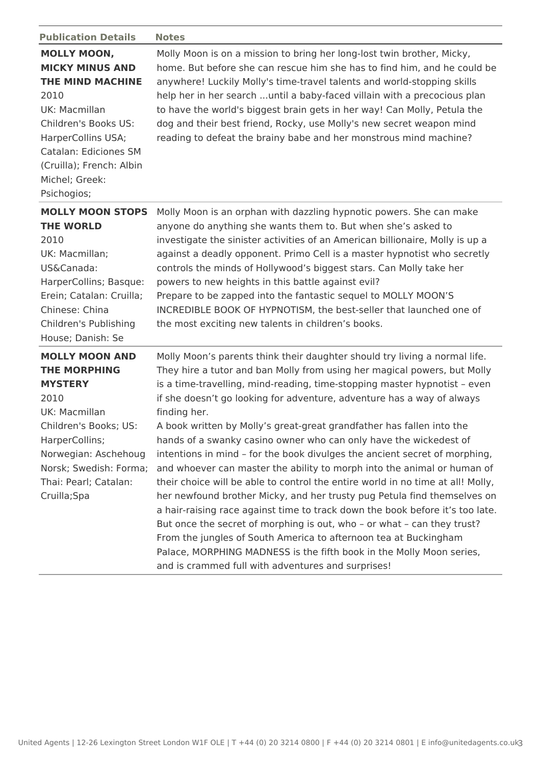| Publication Details | Notes |
|---|---|
| **MOLLY MOON, MICKY MINUS AND THE MIND MACHINE** 2010 UK: Macmillan Children's Books US: HarperCollins USA; Catalan: Ediciones SM (Cruilla); French: Albin Michel; Greek: Psichogios; | Molly Moon is on a mission to bring her long-lost twin brother, Micky, home. But before she can rescue him she has to find him, and he could be anywhere! Luckily Molly's time-travel talents and world-stopping skills help her in her search ...until a baby-faced villain with a precocious plan to have the world's biggest brain gets in her way! Can Molly, Petula the dog and their best friend, Rocky, use Molly's new secret weapon mind reading to defeat the brainy babe and her monstrous mind machine? |
| **MOLLY MOON STOPS THE WORLD** 2010 UK: Macmillan; US&Canada: HarperCollins; Basque: Erein; Catalan: Cruilla; Chinese: China Children's Publishing House; Danish: Se | Molly Moon is an orphan with dazzling hypnotic powers. She can make anyone do anything she wants them to. But when she's asked to investigate the sinister activities of an American billionaire, Molly is up a against a deadly opponent. Primo Cell is a master hypnotist who secretly controls the minds of Hollywood's biggest stars. Can Molly take her powers to new heights in this battle against evil? Prepare to be zapped into the fantastic sequel to MOLLY MOON'S INCREDIBLE BOOK OF HYPNOTISM, the best-seller that launched one of the most exciting new talents in children's books. |
| **MOLLY MOON AND THE MORPHING MYSTERY** 2010 UK: Macmillan Children's Books; US: HarperCollins; Norwegian: Aschehoug Norsk; Swedish: Forma; Thai: Pearl; Catalan: Cruilla;Spa | Molly Moon's parents think their daughter should try living a normal life. They hire a tutor and ban Molly from using her magical powers, but Molly is a time-travelling, mind-reading, time-stopping master hypnotist – even if she doesn't go looking for adventure, adventure has a way of always finding her. A book written by Molly's great-great grandfather has fallen into the hands of a swanky casino owner who can only have the wickedest of intentions in mind – for the book divulges the ancient secret of morphing, and whoever can master the ability to morph into the animal or human of their choice will be able to control the entire world in no time at all! Molly, her newfound brother Micky, and her trusty pug Petula find themselves on a hair-raising race against time to track down the book before it's too late. But once the secret of morphing is out, who – or what – can they trust? From the jungles of South America to afternoon tea at Buckingham Palace, MORPHING MADNESS is the fifth book in the Molly Moon series, and is crammed full with adventures and surprises! |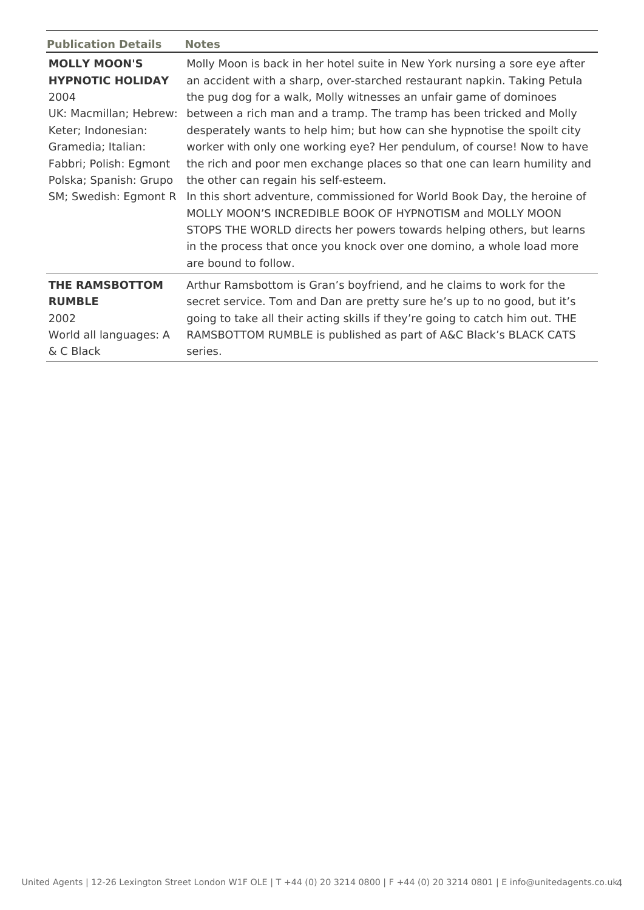| Publication Details | Notes |
|---|---|
| **MOLLY MOON'S HYPNOTIC HOLIDAY**<br>2004<br>UK: Macmillan; Hebrew: Keter; Indonesian: Gramedia; Italian: Fabbri; Polish: Egmont Polska; Spanish: Grupo SM; Swedish: Egmont R | Molly Moon is back in her hotel suite in New York nursing a sore eye after an accident with a sharp, over-starched restaurant napkin. Taking Petula the pug dog for a walk, Molly witnesses an unfair game of dominoes between a rich man and a tramp. The tramp has been tricked and Molly desperately wants to help him; but how can she hypnotise the spoilt city worker with only one working eye? Her pendulum, of course! Now to have the rich and poor men exchange places so that one can learn humility and the other can regain his self-esteem.<br>In this short adventure, commissioned for World Book Day, the heroine of MOLLY MOON'S INCREDIBLE BOOK OF HYPNOTISM and MOLLY MOON STOPS THE WORLD directs her powers towards helping others, but learns in the process that once you knock over one domino, a whole load more are bound to follow. |
| **THE RAMSBOTTOM RUMBLE**<br>2002<br>World all languages: A & C Black | Arthur Ramsbottom is Gran's boyfriend, and he claims to work for the secret service. Tom and Dan are pretty sure he's up to no good, but it's going to take all their acting skills if they're going to catch him out. THE RAMSBOTTOM RUMBLE is published as part of A&C Black's BLACK CATS series. |